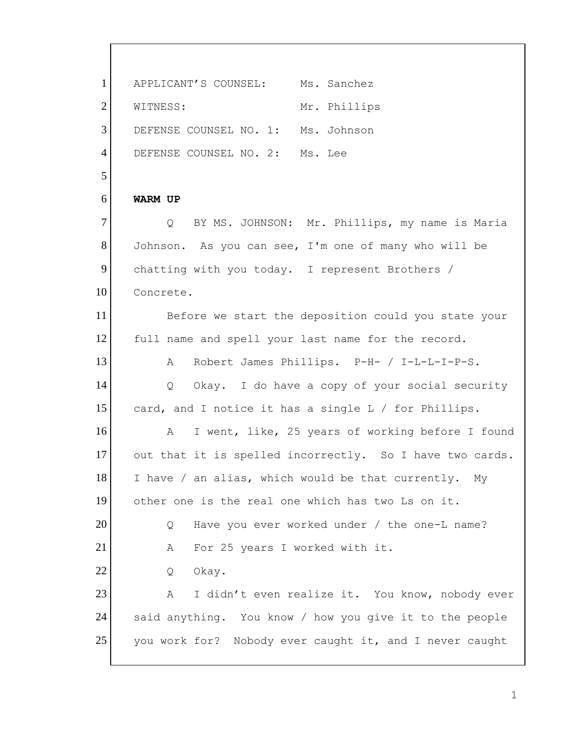APPLICANT'S COUNSEL: Ms. Sanchez
WITNESS: Mr. Phillips
DEFENSE COUNSEL NO. 1: Ms. Johnson
DEFENSE COUNSEL NO. 2: Ms. Lee

**WARM UP**

Q BY MS. JOHNSON: Mr. Phillips, my name is Maria Johnson. As you can see, I'm one of many who will be chatting with you today. I represent Brothers / Concrete.

Before we start the deposition could you state your full name and spell your last name for the record.

A Robert James Phillips. P-H- / I-L-L-I-P-S.

Q Okay. I do have a copy of your social security card, and I notice it has a single L / for Phillips.

A I went, like, 25 years of working before I found out that it is spelled incorrectly. So I have two cards. I have / an alias, which would be that currently. My other one is the real one which has two Ls on it.

Q Have you ever worked under / the one-L name?

A For 25 years I worked with it.

Q Okay.

A I didn't even realize it. You know, nobody ever said anything. You know / how you give it to the people you work for? Nobody ever caught it, and I never caught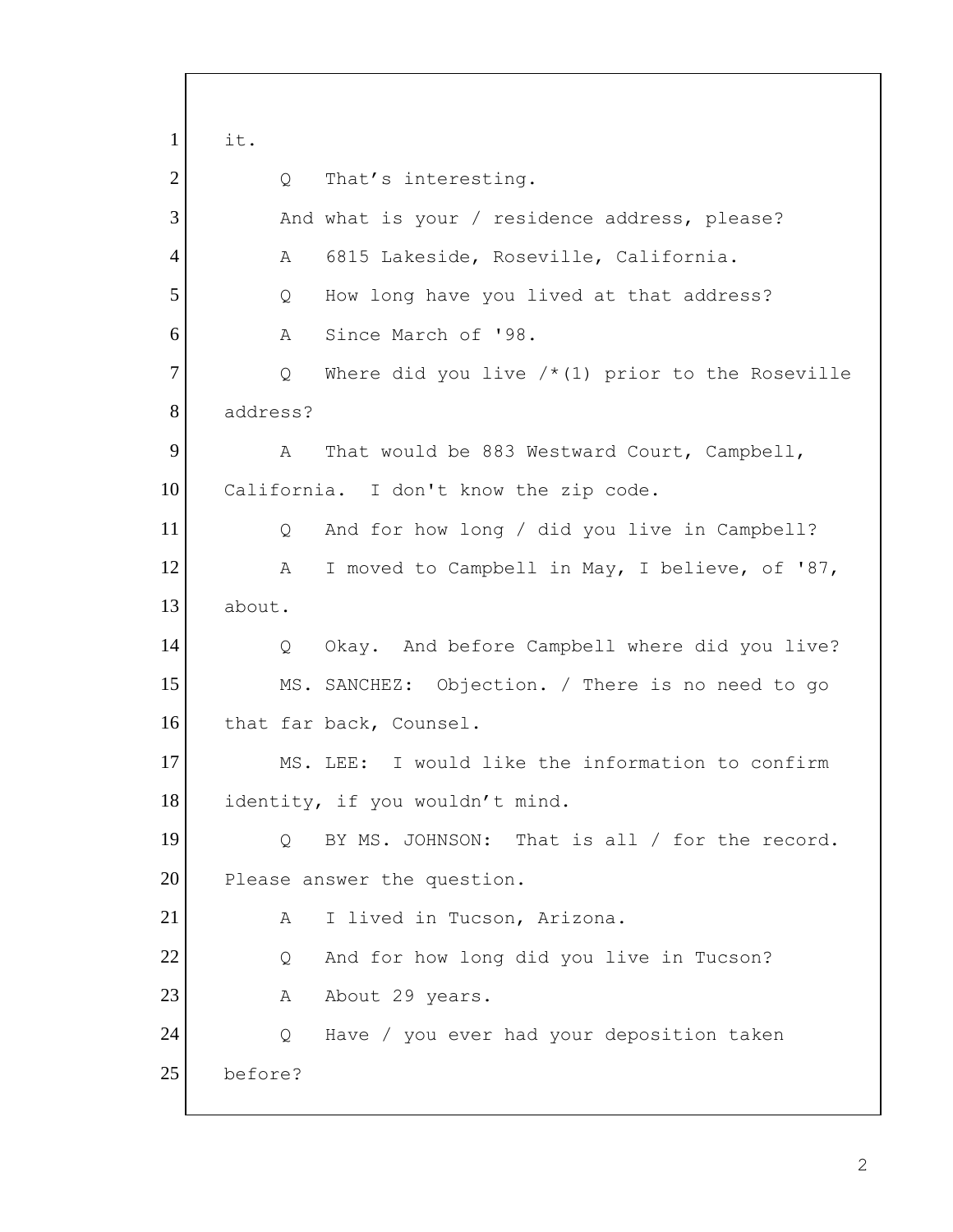1 it.

2 Q That's interesting.

3 And what is your / residence address, please?

4 A 6815 Lakeside, Roseville, California.

5 Q How long have you lived at that address?

6 A Since March of '98.

7 Q Where did you live /*(1) prior to the Roseville

8 address?

9 A That would be 883 Westward Court, Campbell,

10 California. I don't know the zip code.

11 Q And for how long / did you live in Campbell?

12 A I moved to Campbell in May, I believe, of '87,

13 about.

14 Q Okay. And before Campbell where did you live?

15 MS. SANCHEZ: Objection. / There is no need to go

16 that far back, Counsel.

17 MS. LEE: I would like the information to confirm

18 identity, if you wouldn't mind.

19 Q BY MS. JOHNSON: That is all / for the record.

20 Please answer the question.

21 A I lived in Tucson, Arizona.

22 Q And for how long did you live in Tucson?

23 A About 29 years.

24 Q Have / you ever had your deposition taken

25 before?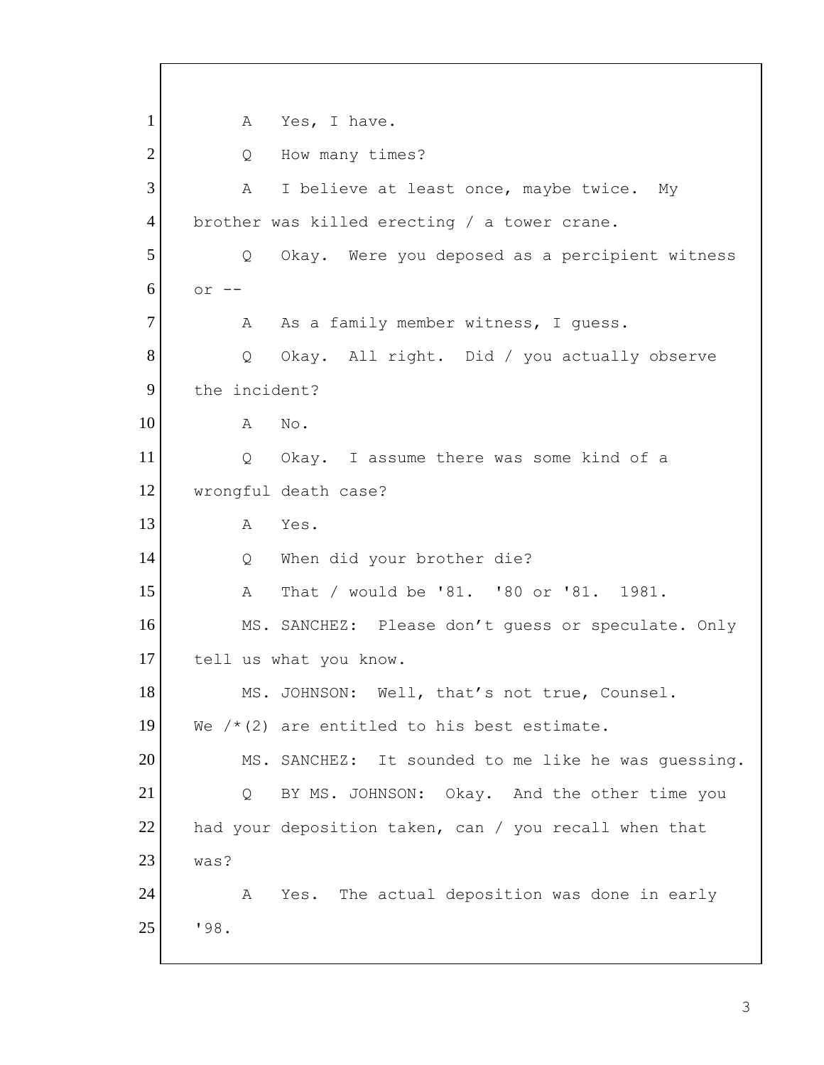1 A Yes, I have.

2 Q How many times?

3 A I believe at least once, maybe twice. My

4 brother was killed erecting / a tower crane.

5 Q Okay. Were you deposed as a percipient witness

6 or --

7 A As a family member witness, I guess.

8 Q Okay. All right. Did / you actually observe

9 the incident?

10 A No.

11 Q Okay. I assume there was some kind of a

12 wrongful death case?

13 A Yes.

14 Q When did your brother die?

15 A That / would be '81. '80 or '81. 1981.

16 MS. SANCHEZ: Please don't guess or speculate. Only

17 tell us what you know.

18 MS. JOHNSON: Well, that's not true, Counsel.

19 We /*(2) are entitled to his best estimate.

20 MS. SANCHEZ: It sounded to me like he was guessing.

21 Q BY MS. JOHNSON: Okay. And the other time you

22 had your deposition taken, can / you recall when that

23 was?

24 A Yes. The actual deposition was done in early

25 '98.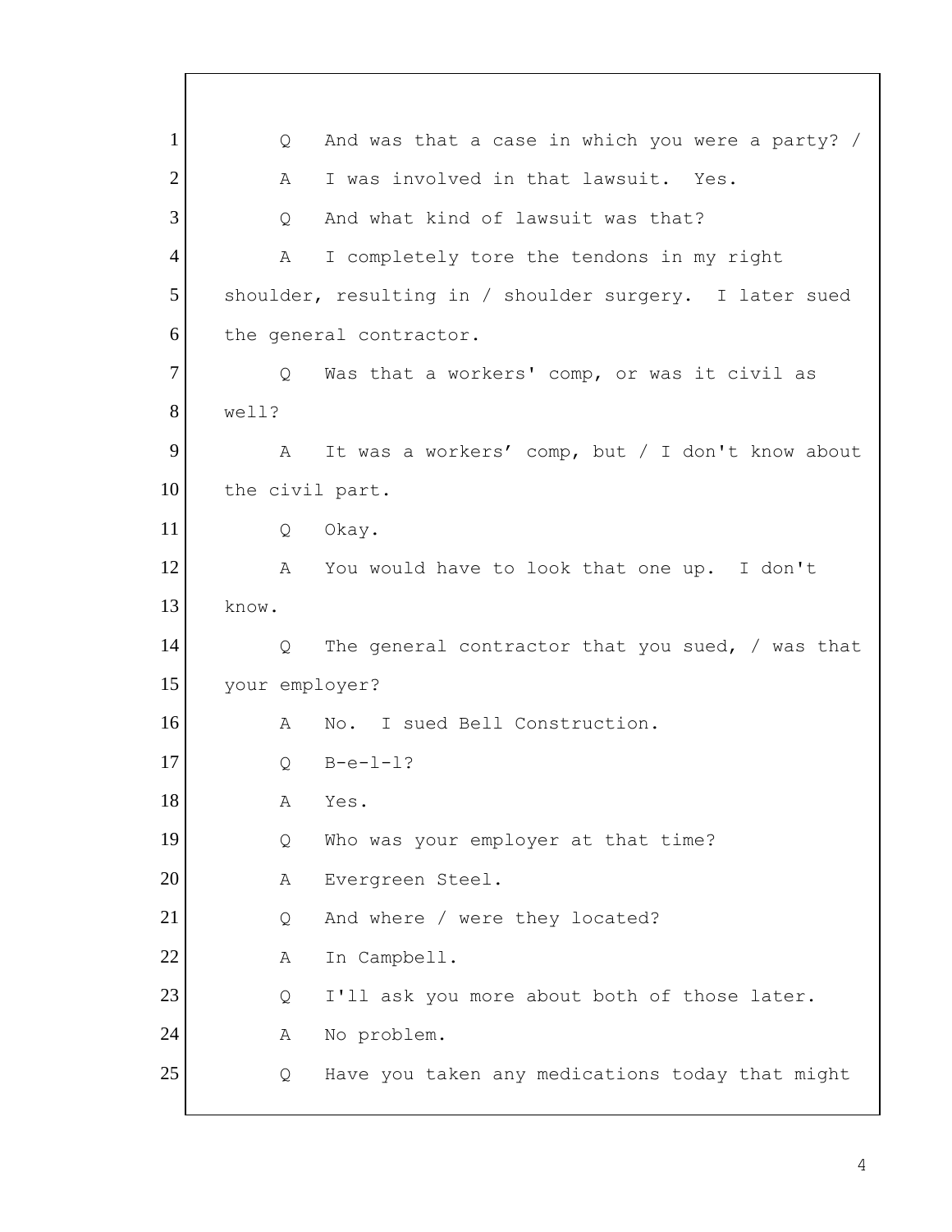1 Q And was that a case in which you were a party? /

2 A I was involved in that lawsuit. Yes.

3 Q And what kind of lawsuit was that?

4 A I completely tore the tendons in my right

5 shoulder, resulting in / shoulder surgery. I later sued

6 the general contractor.

7 Q Was that a workers' comp, or was it civil as

8 well?

9 A It was a workers' comp, but / I don't know about

10 the civil part.

11 Q Okay.

12 A You would have to look that one up. I don't

13 know.

14 Q The general contractor that you sued, / was that

15 your employer?

16 A No. I sued Bell Construction.

17 Q B-e-l-l?

18 A Yes.

19 Q Who was your employer at that time?

20 A Evergreen Steel.

21 Q And where / were they located?

22 A In Campbell.

23 Q I'll ask you more about both of those later.

24 A No problem.

25 Q Have you taken any medications today that might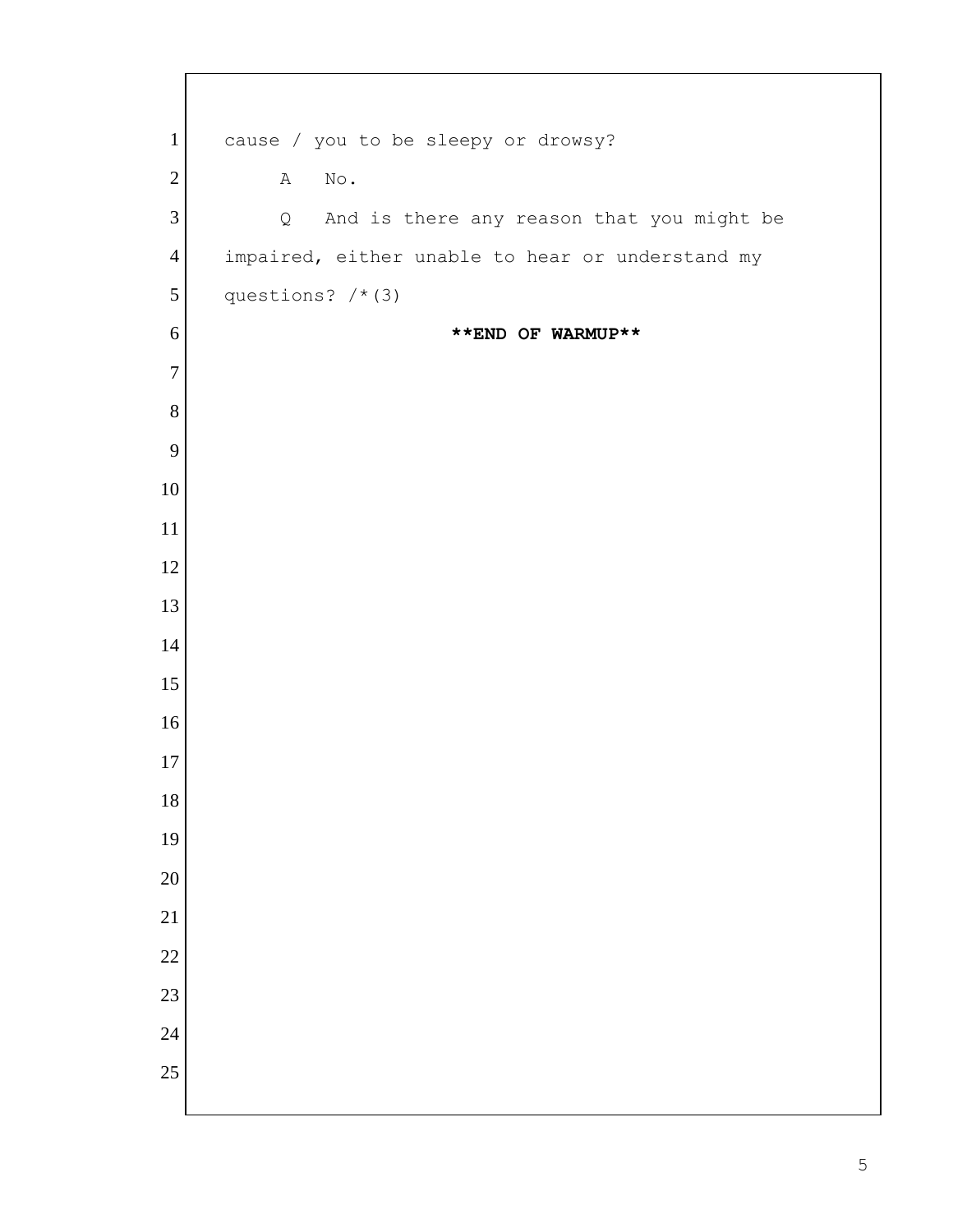cause / you to be sleepy or drowsy?

A No.

Q And is there any reason that you might be impaired, either unable to hear or understand my questions? /*(3)

**END OF WARMUP**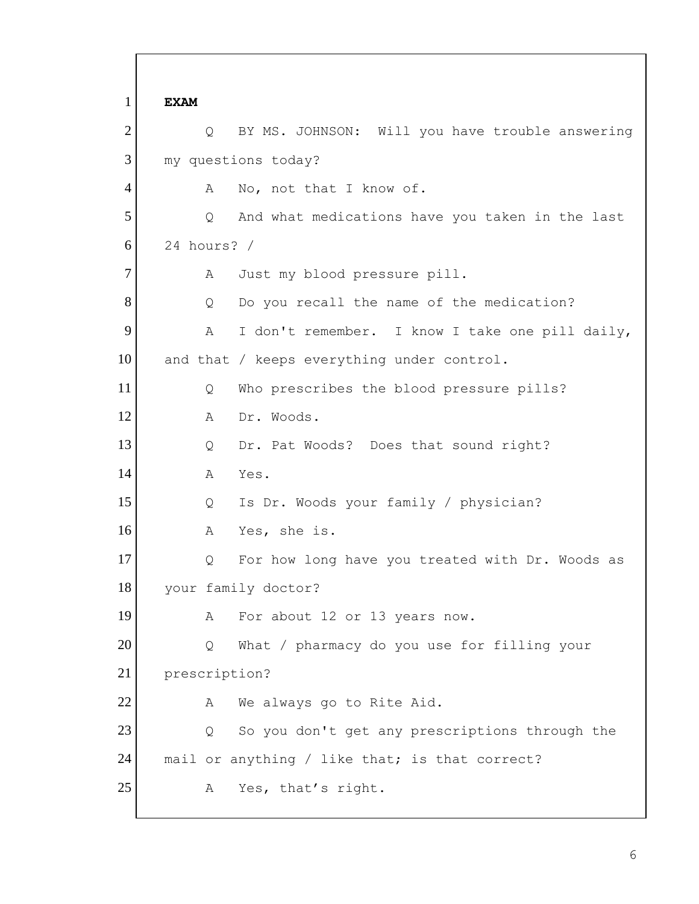**EXAM**

Q BY MS. JOHNSON: Will you have trouble answering my questions today?

A No, not that I know of.

Q And what medications have you taken in the last 24 hours? /

A Just my blood pressure pill.

Q Do you recall the name of the medication?

A I don't remember. I know I take one pill daily, and that / keeps everything under control.

Q Who prescribes the blood pressure pills?

A Dr. Woods.

Q Dr. Pat Woods? Does that sound right?

A Yes.

Q Is Dr. Woods your family / physician?

A Yes, she is.

Q For how long have you treated with Dr. Woods as your family doctor?

A For about 12 or 13 years now.

Q What / pharmacy do you use for filling your prescription?

A We always go to Rite Aid.

Q So you don't get any prescriptions through the mail or anything / like that; is that correct?

A Yes, that’s right.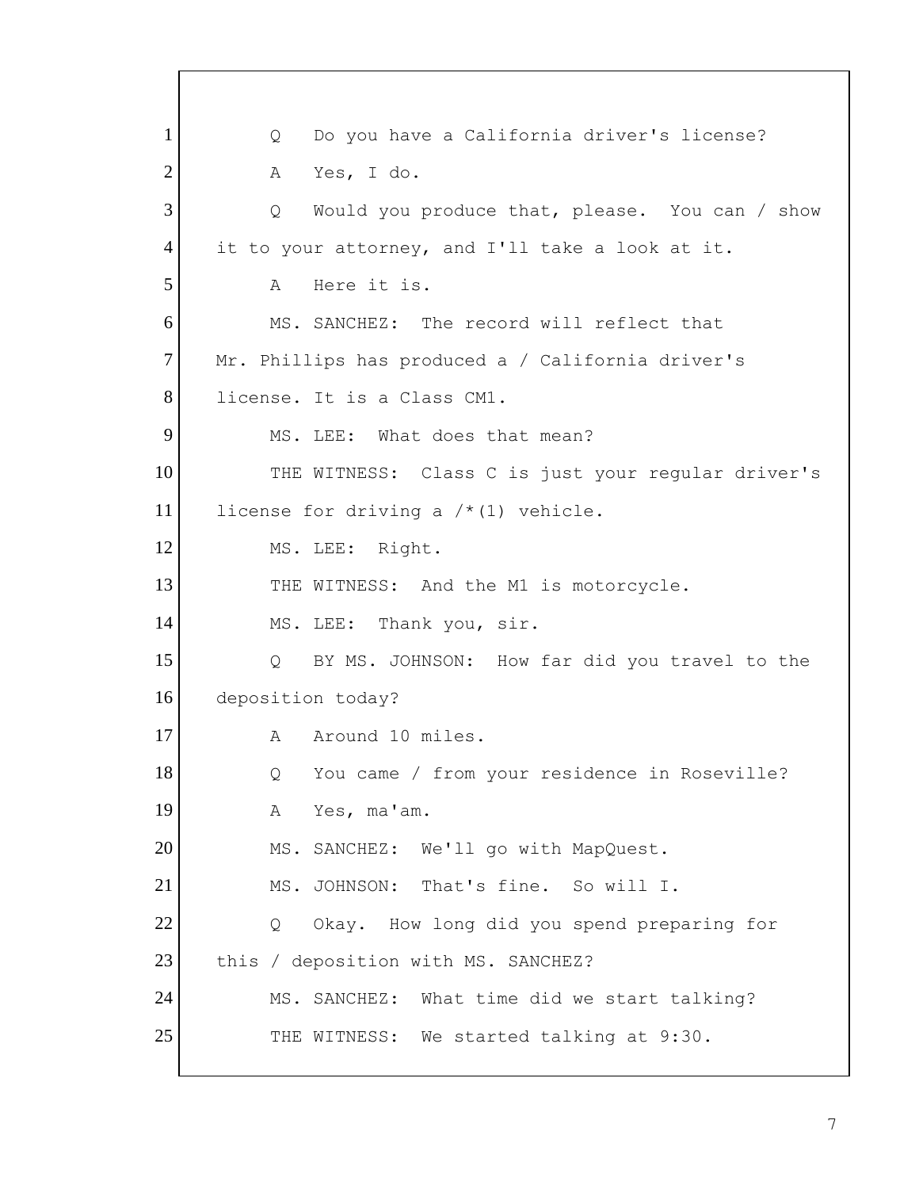1 Q Do you have a California driver's license?

2 A Yes, I do.

3 Q Would you produce that, please. You can / show

4 it to your attorney, and I'll take a look at it.

5 A Here it is.

6 MS. SANCHEZ: The record will reflect that

7 Mr. Phillips has produced a / California driver's

8 license. It is a Class CM1.

9 MS. LEE: What does that mean?

10 THE WITNESS: Class C is just your regular driver's

11 license for driving a /*(1) vehicle.

12 MS. LEE: Right.

13 THE WITNESS: And the M1 is motorcycle.

14 MS. LEE: Thank you, sir.

15 Q BY MS. JOHNSON: How far did you travel to the

16 deposition today?

17 A Around 10 miles.

18 Q You came / from your residence in Roseville?

19 A Yes, ma'am.

20 MS. SANCHEZ: We'll go with MapQuest.

21 MS. JOHNSON: That's fine. So will I.

22 Q Okay. How long did you spend preparing for

23 this / deposition with MS. SANCHEZ?

24 MS. SANCHEZ: What time did we start talking?

25 THE WITNESS: We started talking at 9:30.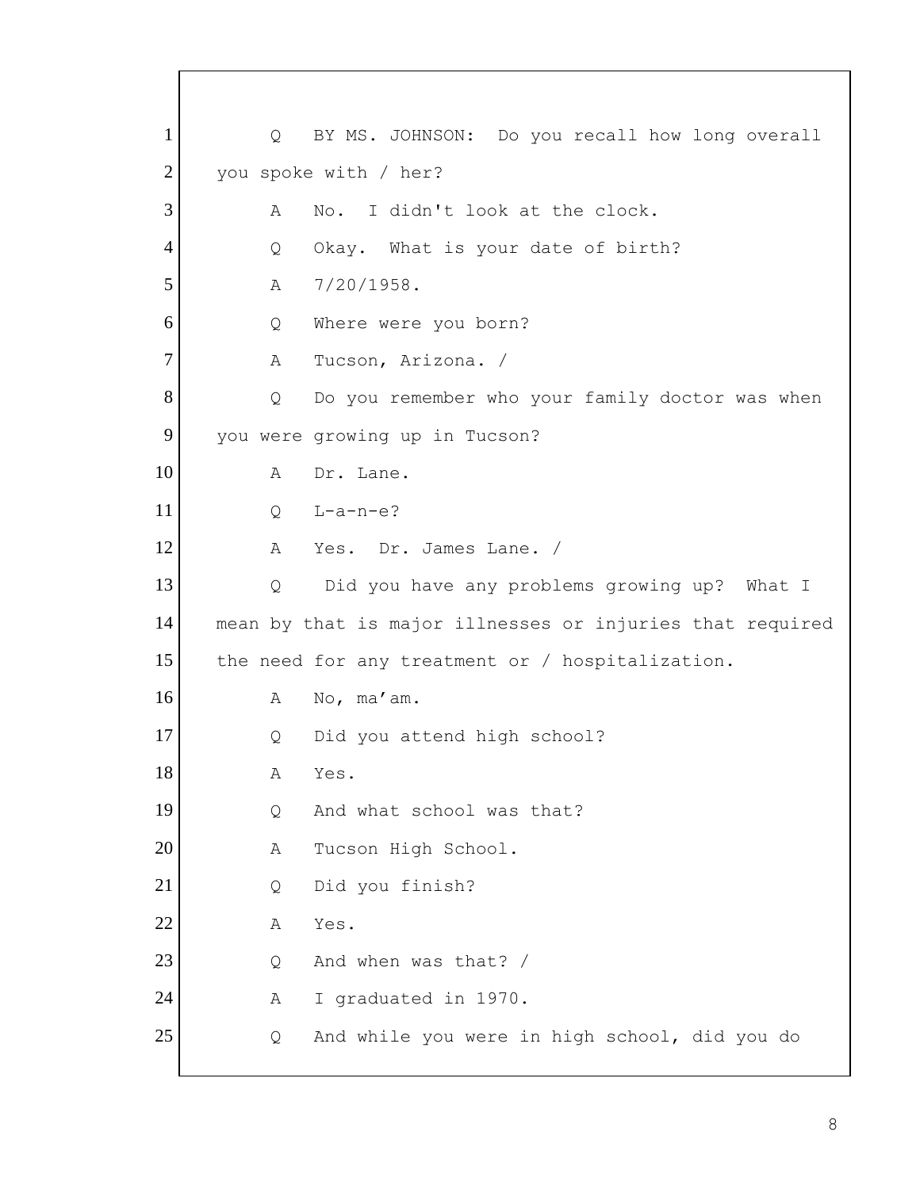1 Q BY MS. JOHNSON: Do you recall how long overall

2 you spoke with / her?

3 A No. I didn't look at the clock.

4 Q Okay. What is your date of birth?

5 A 7/20/1958.

6 Q Where were you born?

7 A Tucson, Arizona. /

8 Q Do you remember who your family doctor was when

9 you were growing up in Tucson?

10 A Dr. Lane.

11 Q L-a-n-e?

12 A Yes. Dr. James Lane. /

13 Q Did you have any problems growing up? What I

14 mean by that is major illnesses or injuries that required

15 the need for any treatment or / hospitalization.

16 A No, ma'am.

17 Q Did you attend high school?

18 A Yes.

19 Q And what school was that?

20 A Tucson High School.

21 Q Did you finish?

22 A Yes.

23 Q And when was that? /

24 A I graduated in 1970.

25 Q And while you were in high school, did you do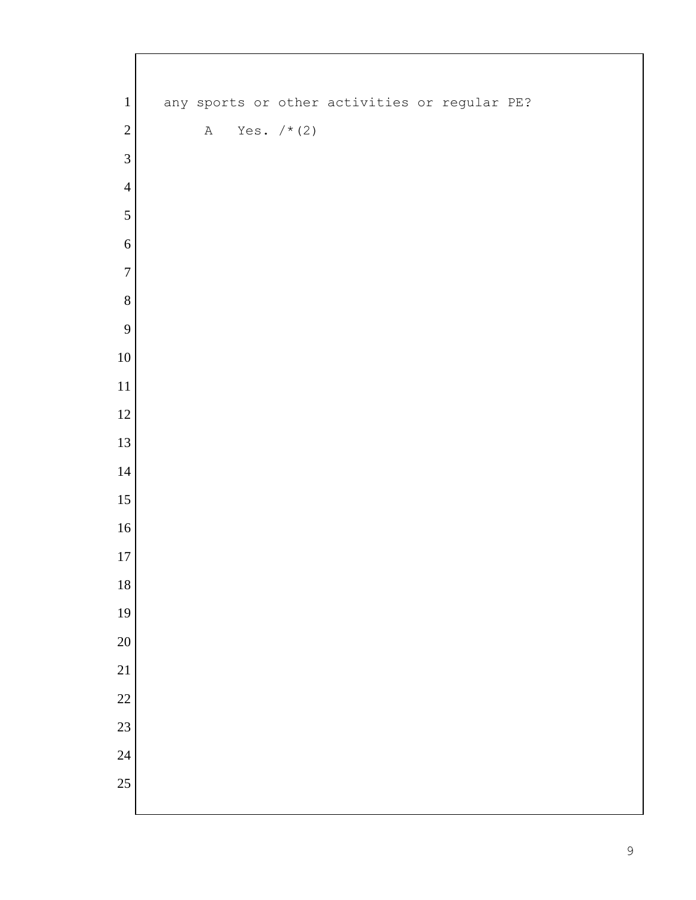any sports or other activities or regular PE?

A Yes. /*(2)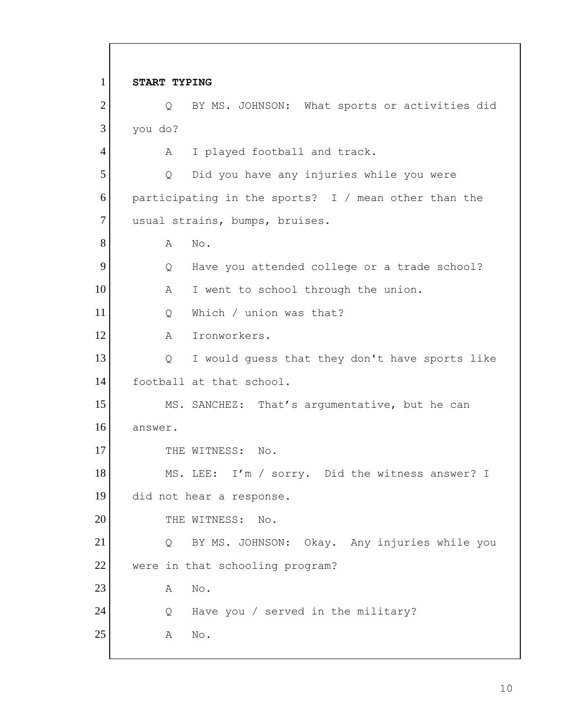**START TYPING**

Q BY MS. JOHNSON: What sports or activities did you do?

A I played football and track.

Q Did you have any injuries while you were participating in the sports? I / mean other than the usual strains, bumps, bruises.

A No.

Q Have you attended college or a trade school?

A I went to school through the union.

Q Which / union was that?

A Ironworkers.

Q I would guess that they don't have sports like football at that school.

MS. SANCHEZ: That’s argumentative, but he can answer.

THE WITNESS: No.

MS. LEE: I’m / sorry. Did the witness answer? I did not hear a response.

THE WITNESS: No.

Q BY MS. JOHNSON: Okay. Any injuries while you were in that schooling program?

A No.

Q Have you / served in the military?

A No.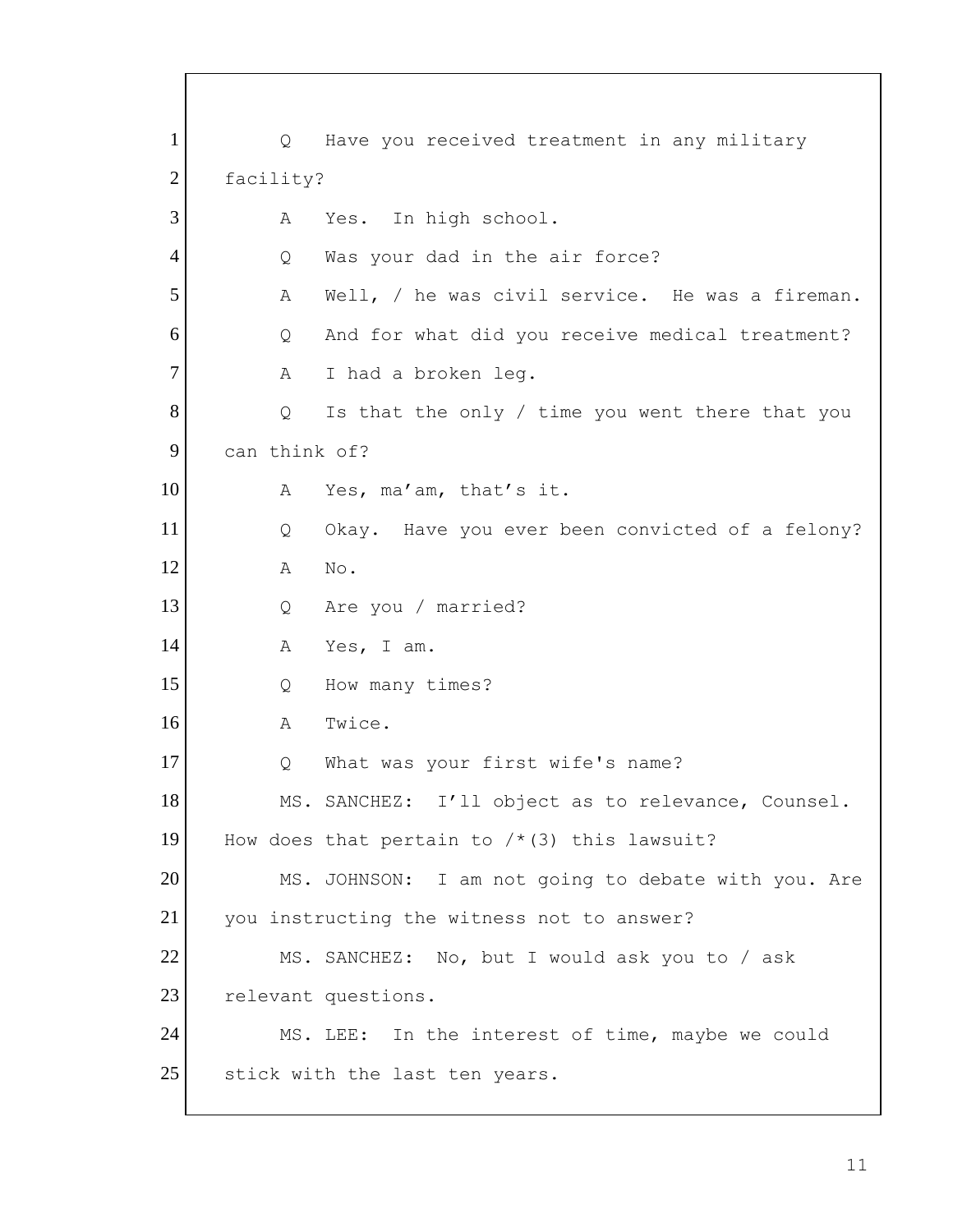1 Q Have you received treatment in any military
2 facility?
3 A Yes. In high school.
4 Q Was your dad in the air force?
5 A Well, / he was civil service. He was a fireman.
6 Q And for what did you receive medical treatment?
7 A I had a broken leg.
8 Q Is that the only / time you went there that you
9 can think of?
10 A Yes, ma'am, that's it.
11 Q Okay. Have you ever been convicted of a felony?
12 A No.
13 Q Are you / married?
14 A Yes, I am.
15 Q How many times?
16 A Twice.
17 Q What was your first wife's name?
18 MS. SANCHEZ: I'll object as to relevance, Counsel.
19 How does that pertain to /*(3) this lawsuit?
20 MS. JOHNSON: I am not going to debate with you. Are
21 you instructing the witness not to answer?
22 MS. SANCHEZ: No, but I would ask you to / ask
23 relevant questions.
24 MS. LEE: In the interest of time, maybe we could
25 stick with the last ten years.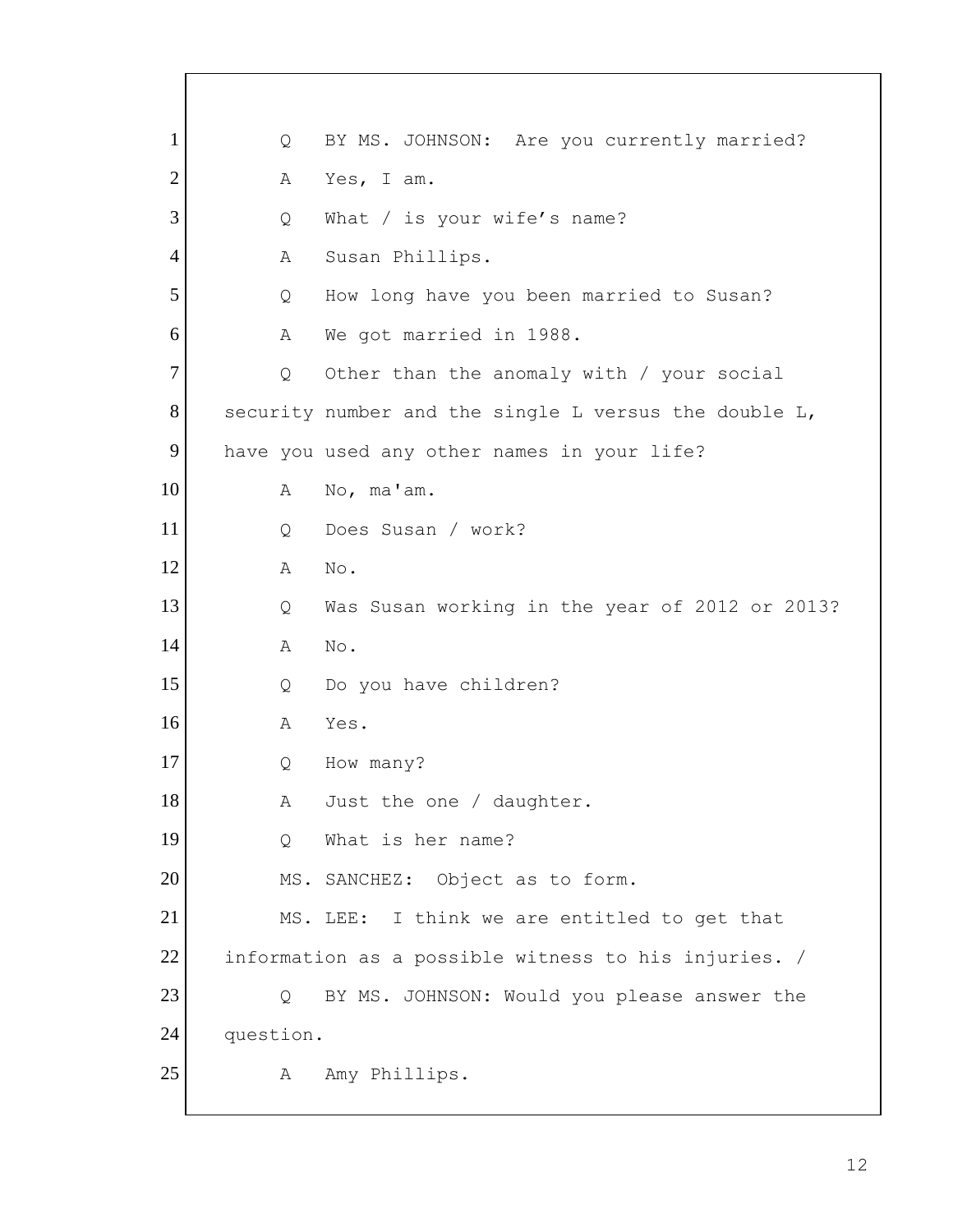1 Q BY MS. JOHNSON: Are you currently married?

2 A Yes, I am.

3 Q What / is your wife’s name?

4 A Susan Phillips.

5 Q How long have you been married to Susan?

6 A We got married in 1988.

7 Q Other than the anomaly with / your social

8 security number and the single L versus the double L,

9 have you used any other names in your life?

10 A No, ma'am.

11 Q Does Susan / work?

12 A No.

13 Q Was Susan working in the year of 2012 or 2013?

14 A No.

15 Q Do you have children?

16 A Yes.

17 Q How many?

18 A Just the one / daughter.

19 Q What is her name?

20 MS. SANCHEZ: Object as to form.

21 MS. LEE: I think we are entitled to get that

22 information as a possible witness to his injuries. /

23 Q BY MS. JOHNSON: Would you please answer the

24 question.

25 A Amy Phillips.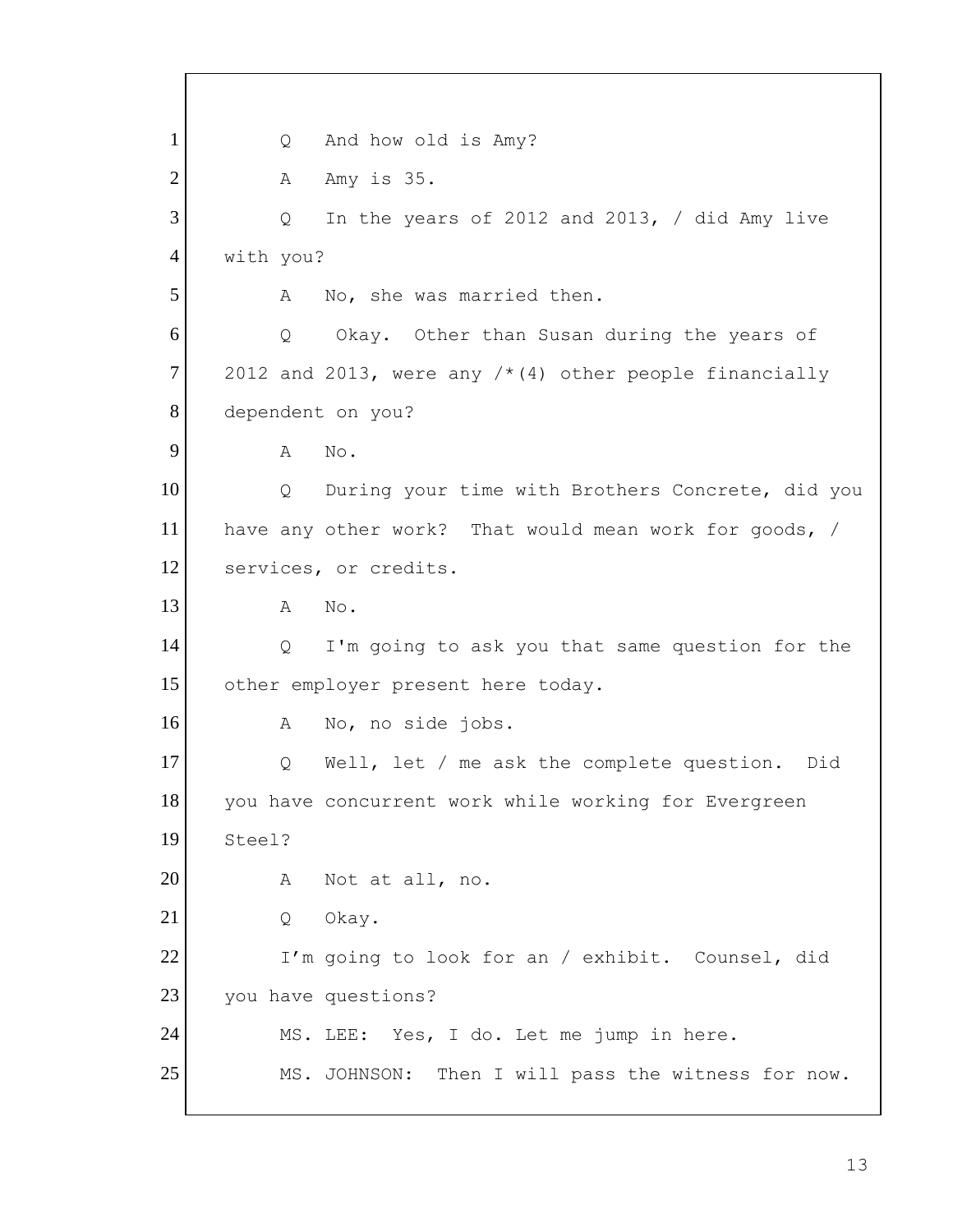1 Q And how old is Amy?

2 A Amy is 35.

3 Q In the years of 2012 and 2013, / did Amy live

4 with you?

5 A No, she was married then.

6 Q Okay. Other than Susan during the years of

7 2012 and 2013, were any /*(4) other people financially

8 dependent on you?

9 A No.

10 Q During your time with Brothers Concrete, did you

11 have any other work? That would mean work for goods, /

12 services, or credits.

13 A No.

14 Q I'm going to ask you that same question for the

15 other employer present here today.

16 A No, no side jobs.

17 Q Well, let / me ask the complete question. Did

18 you have concurrent work while working for Evergreen

19 Steel?

20 A Not at all, no.

21 Q Okay.

22 I'm going to look for an / exhibit. Counsel, did

23 you have questions?

24 MS. LEE: Yes, I do. Let me jump in here.

25 MS. JOHNSON: Then I will pass the witness for now.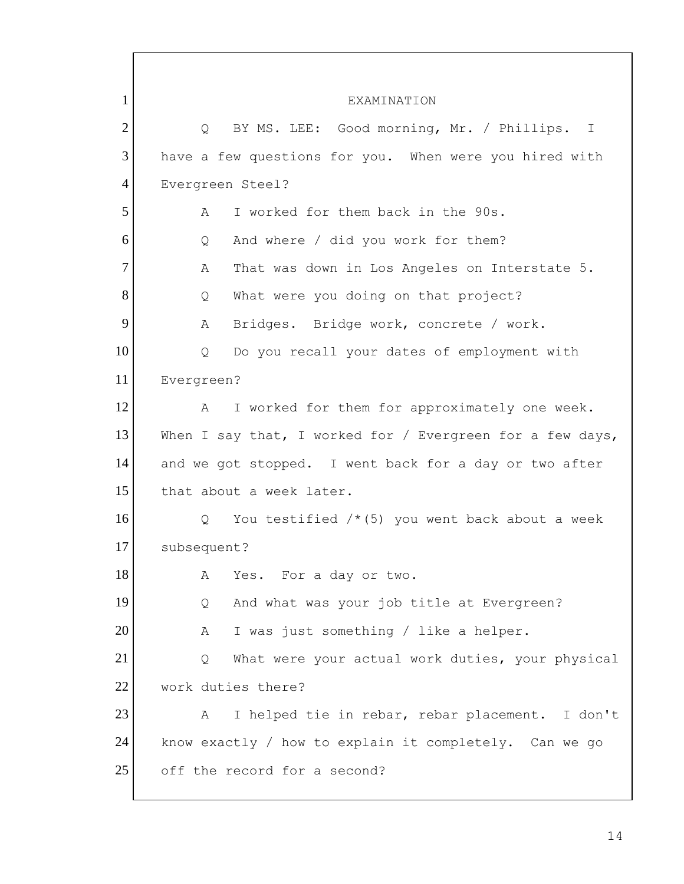EXAMINATION

Q BY MS. LEE: Good morning, Mr. / Phillips. I have a few questions for you. When were you hired with Evergreen Steel?

A I worked for them back in the 90s.

Q And where / did you work for them?

A That was down in Los Angeles on Interstate 5.

Q What were you doing on that project?

A Bridges. Bridge work, concrete / work.

Q Do you recall your dates of employment with Evergreen?

A I worked for them for approximately one week. When I say that, I worked for / Evergreen for a few days, and we got stopped. I went back for a day or two after that about a week later.

Q You testified /*(5) you went back about a week subsequent?

A Yes. For a day or two.

Q And what was your job title at Evergreen?

A I was just something / like a helper.

Q What were your actual work duties, your physical work duties there?

A I helped tie in rebar, rebar placement. I don't know exactly / how to explain it completely. Can we go off the record for a second?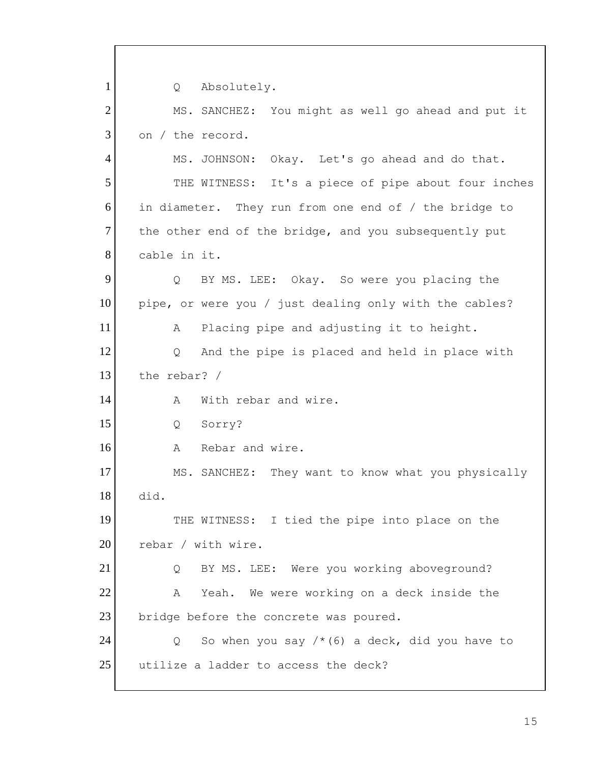1 Q Absolutely.

2 MS. SANCHEZ: You might as well go ahead and put it

3 on / the record.

4 MS. JOHNSON: Okay. Let's go ahead and do that.

5 THE WITNESS: It's a piece of pipe about four inches

6 in diameter. They run from one end of / the bridge to

7 the other end of the bridge, and you subsequently put

8 cable in it.

9 Q BY MS. LEE: Okay. So were you placing the

10 pipe, or were you / just dealing only with the cables?

11 A Placing pipe and adjusting it to height.

12 Q And the pipe is placed and held in place with

13 the rebar? /

14 A With rebar and wire.

15 Q Sorry?

16 A Rebar and wire.

17 MS. SANCHEZ: They want to know what you physically

18 did.

19 THE WITNESS: I tied the pipe into place on the

20 rebar / with wire.

21 Q BY MS. LEE: Were you working aboveground?

22 A Yeah. We were working on a deck inside the

23 bridge before the concrete was poured.

24 Q So when you say /*(6) a deck, did you have to

25 utilize a ladder to access the deck?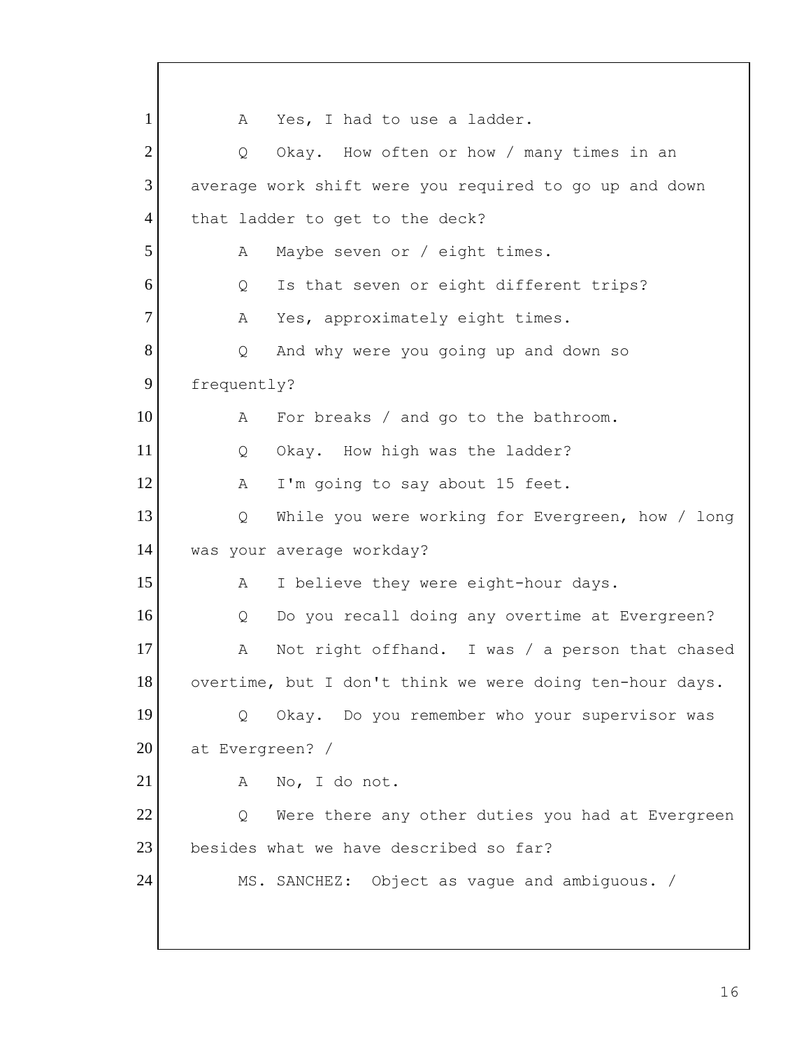1 A Yes, I had to use a ladder.

2 Q Okay. How often or how / many times in an

3 average work shift were you required to go up and down

4 that ladder to get to the deck?

5 A Maybe seven or / eight times.

6 Q Is that seven or eight different trips?

7 A Yes, approximately eight times.

8 Q And why were you going up and down so

9 frequently?

10 A For breaks / and go to the bathroom.

11 Q Okay. How high was the ladder?

12 A I'm going to say about 15 feet.

13 Q While you were working for Evergreen, how / long

14 was your average workday?

15 A I believe they were eight-hour days.

16 Q Do you recall doing any overtime at Evergreen?

17 A Not right offhand. I was / a person that chased

18 overtime, but I don't think we were doing ten-hour days.

19 Q Okay. Do you remember who your supervisor was

20 at Evergreen? /

21 A No, I do not.

22 Q Were there any other duties you had at Evergreen

23 besides what we have described so far?

24 MS. SANCHEZ: Object as vague and ambiguous. /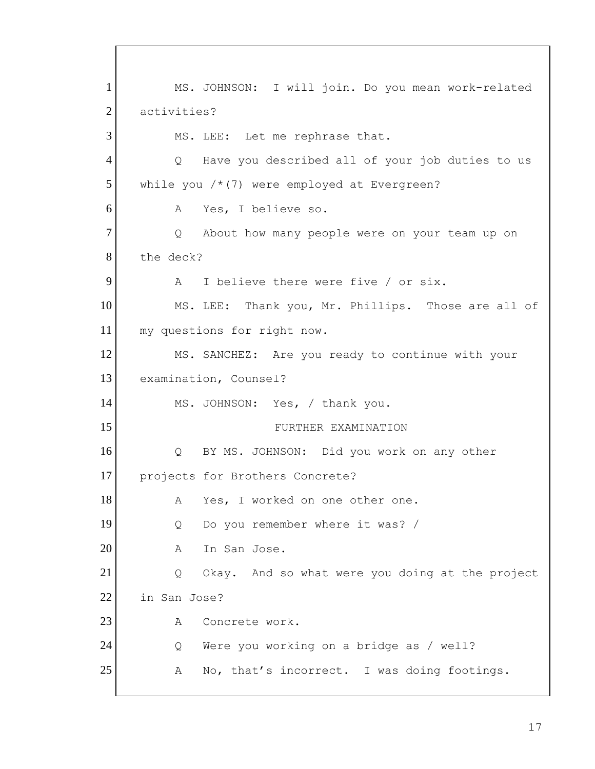1 MS. JOHNSON: I will join. Do you mean work-related
2 activities?
3 MS. LEE: Let me rephrase that.
4 Q Have you described all of your job duties to us
5 while you /*(7) were employed at Evergreen?
6 A Yes, I believe so.
7 Q About how many people were on your team up on
8 the deck?
9 A I believe there were five / or six.
10 MS. LEE: Thank you, Mr. Phillips. Those are all of
11 my questions for right now.
12 MS. SANCHEZ: Are you ready to continue with your
13 examination, Counsel?
14 MS. JOHNSON: Yes, / thank you.
15 FURTHER EXAMINATION
16 Q BY MS. JOHNSON: Did you work on any other
17 projects for Brothers Concrete?
18 A Yes, I worked on one other one.
19 Q Do you remember where it was? /
20 A In San Jose.
21 Q Okay. And so what were you doing at the project
22 in San Jose?
23 A Concrete work.
24 Q Were you working on a bridge as / well?
25 A No, that's incorrect. I was doing footings.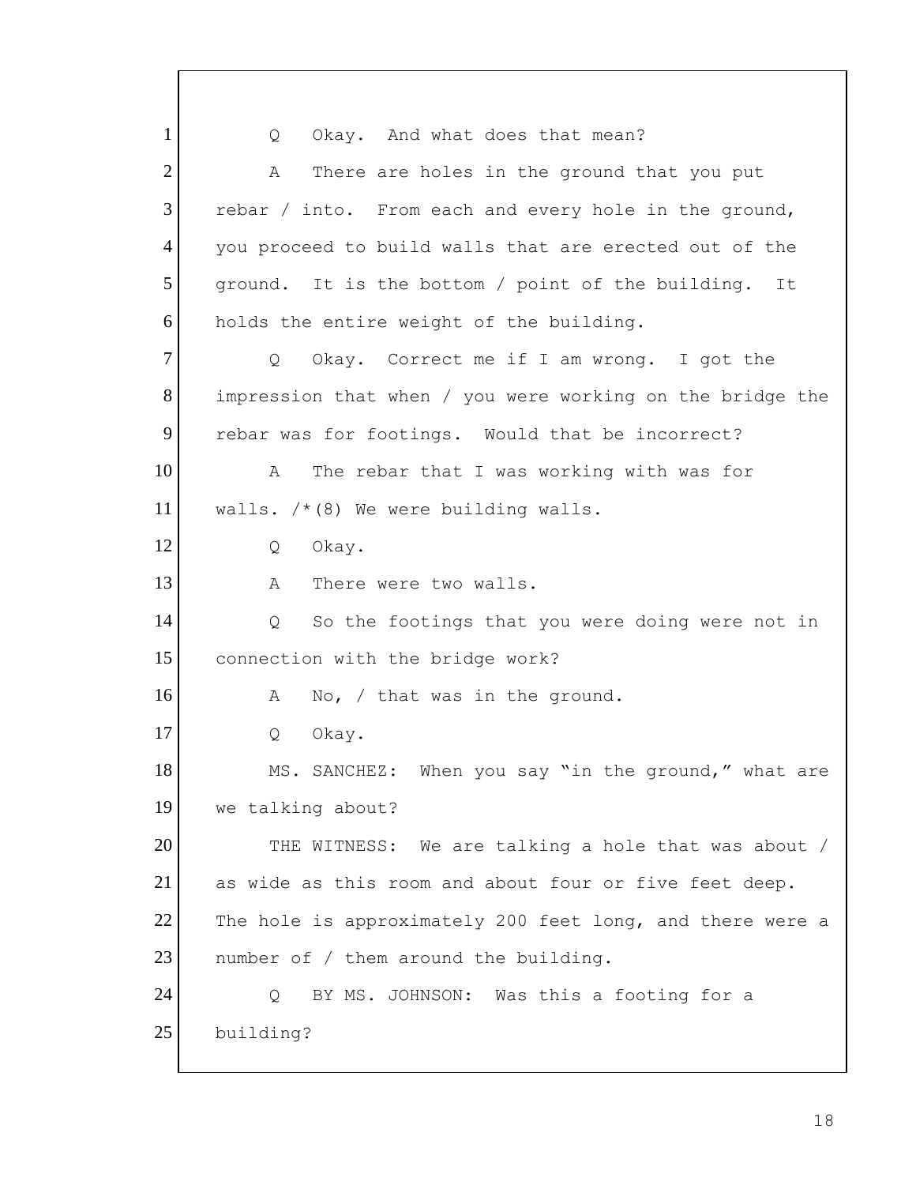Q Okay. And what does that mean?

A There are holes in the ground that you put rebar / into. From each and every hole in the ground, you proceed to build walls that are erected out of the ground. It is the bottom / point of the building. It holds the entire weight of the building.

Q Okay. Correct me if I am wrong. I got the impression that when / you were working on the bridge the rebar was for footings. Would that be incorrect?

A The rebar that I was working with was for walls. /*(8) We were building walls.

Q Okay.

A There were two walls.

Q So the footings that you were doing were not in connection with the bridge work?

A No, / that was in the ground.

Q Okay.

MS. SANCHEZ: When you say "in the ground," what are we talking about?

THE WITNESS: We are talking a hole that was about / as wide as this room and about four or five feet deep. The hole is approximately 200 feet long, and there were a number of / them around the building.

Q BY MS. JOHNSON: Was this a footing for a building?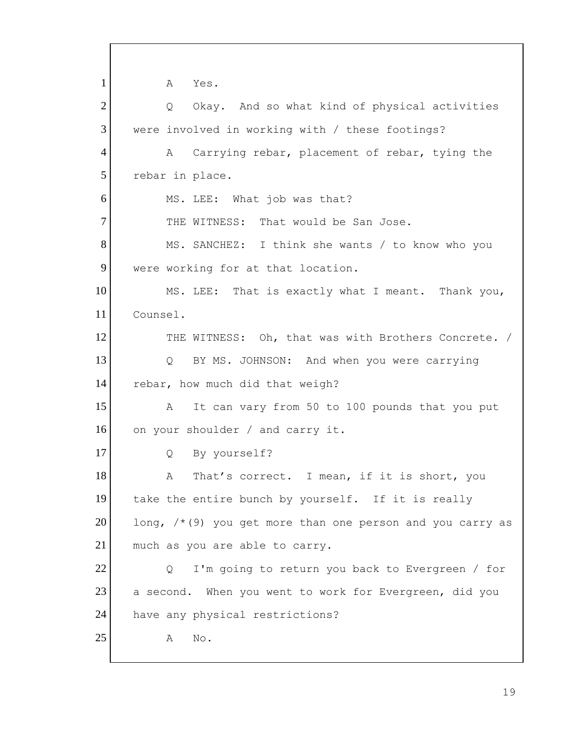1 A Yes.

2 Q Okay. And so what kind of physical activities

3 were involved in working with / these footings?

4 A Carrying rebar, placement of rebar, tying the

5 rebar in place.

6 MS. LEE: What job was that?

7 THE WITNESS: That would be San Jose.

8 MS. SANCHEZ: I think she wants / to know who you

9 were working for at that location.

10 MS. LEE: That is exactly what I meant. Thank you,

11 Counsel.

12 THE WITNESS: Oh, that was with Brothers Concrete. /

13 Q BY MS. JOHNSON: And when you were carrying

14 rebar, how much did that weigh?

15 A It can vary from 50 to 100 pounds that you put

16 on your shoulder / and carry it.

17 Q By yourself?

18 A That's correct. I mean, if it is short, you

19 take the entire bunch by yourself. If it is really

20 long, /*(9) you get more than one person and you carry as

21 much as you are able to carry.

22 Q I'm going to return you back to Evergreen / for

23 a second. When you went to work for Evergreen, did you

24 have any physical restrictions?

25 A No.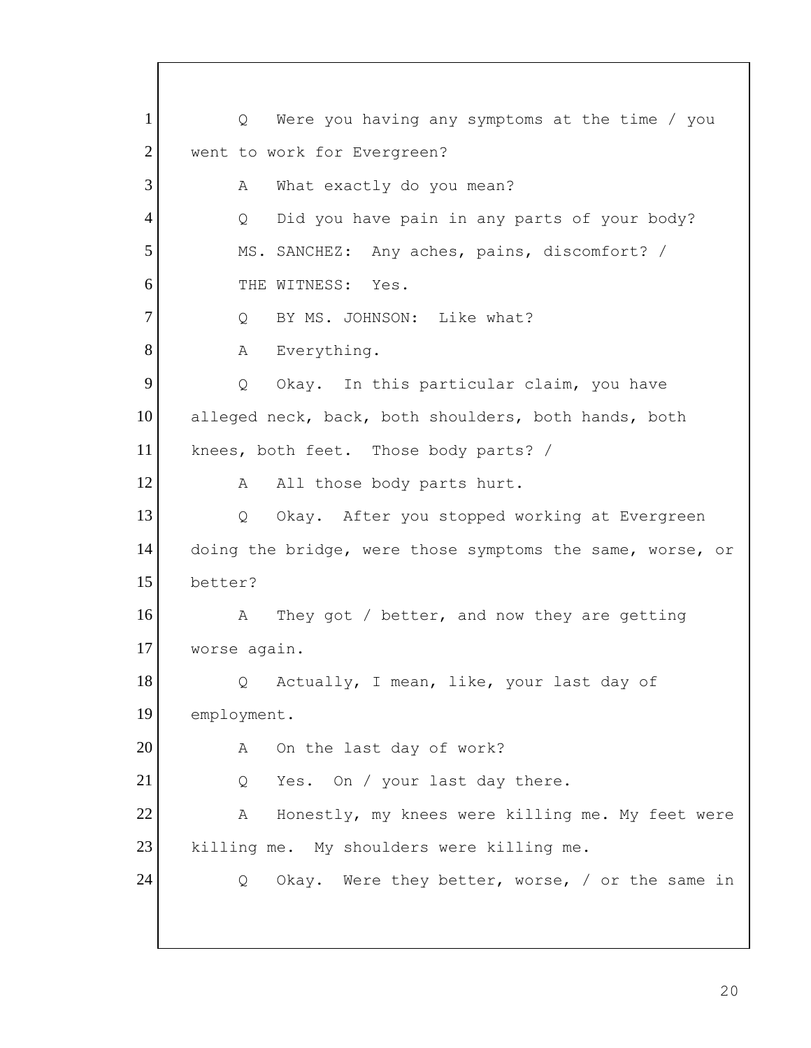1 Q Were you having any symptoms at the time / you
2 went to work for Evergreen?
3 A What exactly do you mean?
4 Q Did you have pain in any parts of your body?
5 MS. SANCHEZ: Any aches, pains, discomfort? /
6 THE WITNESS: Yes.
7 Q BY MS. JOHNSON: Like what?
8 A Everything.
9 Q Okay. In this particular claim, you have
10 alleged neck, back, both shoulders, both hands, both
11 knees, both feet. Those body parts? /
12 A All those body parts hurt.
13 Q Okay. After you stopped working at Evergreen
14 doing the bridge, were those symptoms the same, worse, or
15 better?
16 A They got / better, and now they are getting
17 worse again.
18 Q Actually, I mean, like, your last day of
19 employment.
20 A On the last day of work?
21 Q Yes. On / your last day there.
22 A Honestly, my knees were killing me. My feet were
23 killing me. My shoulders were killing me.
24 Q Okay. Were they better, worse, / or the same in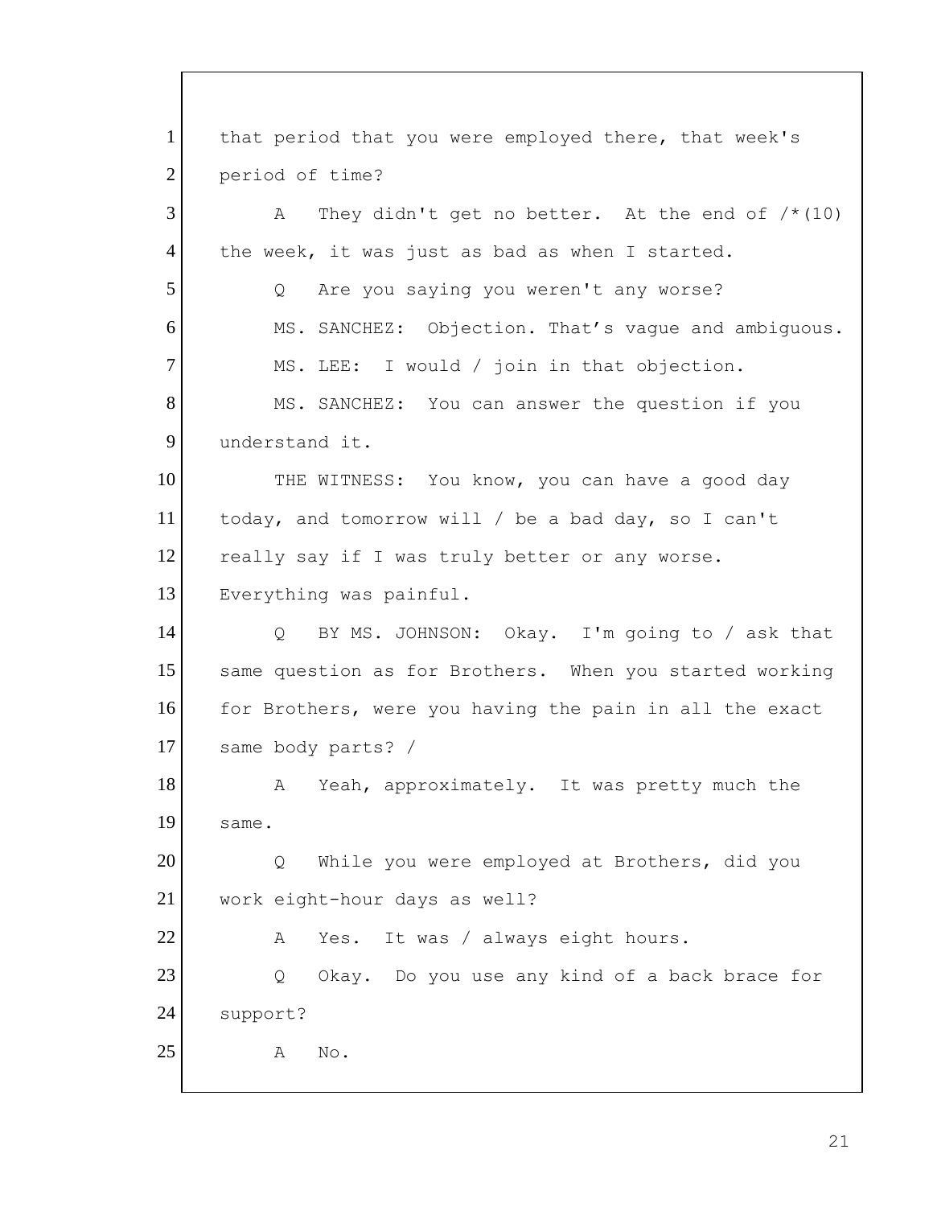that period that you were employed there, that week's period of time?

A They didn't get no better. At the end of /*(10) the week, it was just as bad as when I started.

Q Are you saying you weren't any worse?

MS. SANCHEZ: Objection. That's vague and ambiguous.

MS. LEE: I would / join in that objection.

MS. SANCHEZ: You can answer the question if you understand it.

THE WITNESS: You know, you can have a good day today, and tomorrow will / be a bad day, so I can't really say if I was truly better or any worse. Everything was painful.

Q BY MS. JOHNSON: Okay. I'm going to / ask that same question as for Brothers. When you started working for Brothers, were you having the pain in all the exact same body parts? /

A Yeah, approximately. It was pretty much the same.

Q While you were employed at Brothers, did you work eight-hour days as well?

A Yes. It was / always eight hours.

Q Okay. Do you use any kind of a back brace for support?

A No.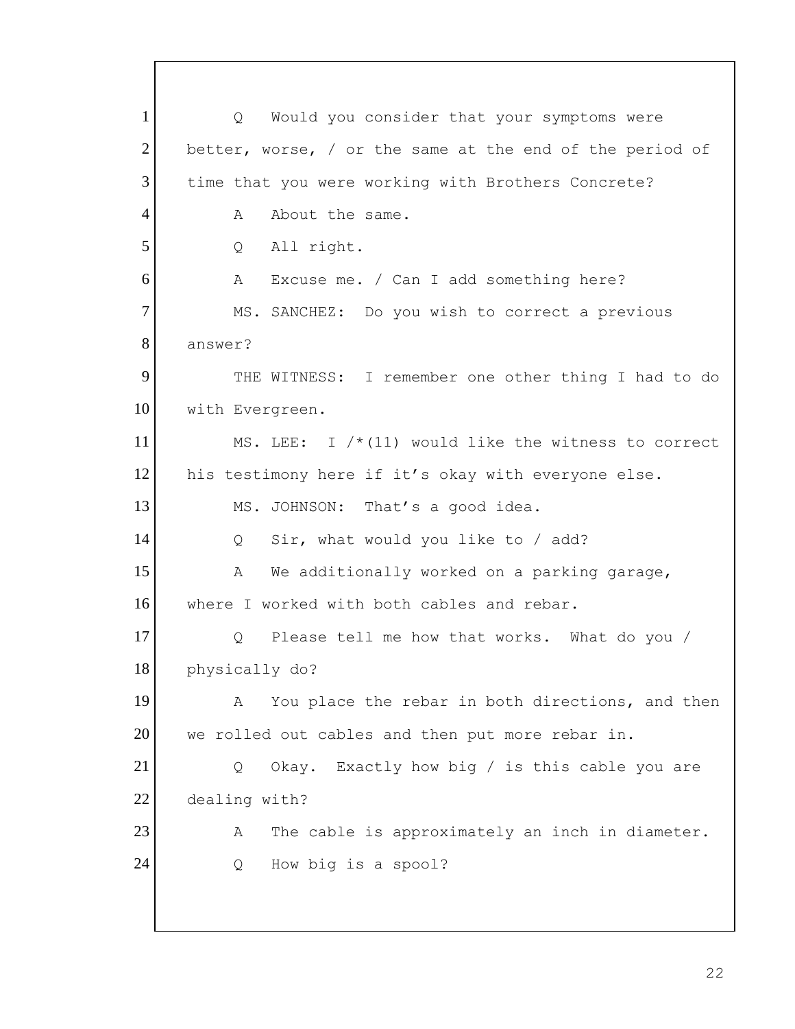1 Q Would you consider that your symptoms were
2 better, worse, / or the same at the end of the period of
3 time that you were working with Brothers Concrete?
4 A About the same.
5 Q All right.
6 A Excuse me. / Can I add something here?
7 MS. SANCHEZ: Do you wish to correct a previous
8 answer?
9 THE WITNESS: I remember one other thing I had to do
10 with Evergreen.
11 MS. LEE: I /*(11) would like the witness to correct
12 his testimony here if it's okay with everyone else.
13 MS. JOHNSON: That's a good idea.
14 Q Sir, what would you like to / add?
15 A We additionally worked on a parking garage,
16 where I worked with both cables and rebar.
17 Q Please tell me how that works. What do you /
18 physically do?
19 A You place the rebar in both directions, and then
20 we rolled out cables and then put more rebar in.
21 Q Okay. Exactly how big / is this cable you are
22 dealing with?
23 A The cable is approximately an inch in diameter.
24 Q How big is a spool?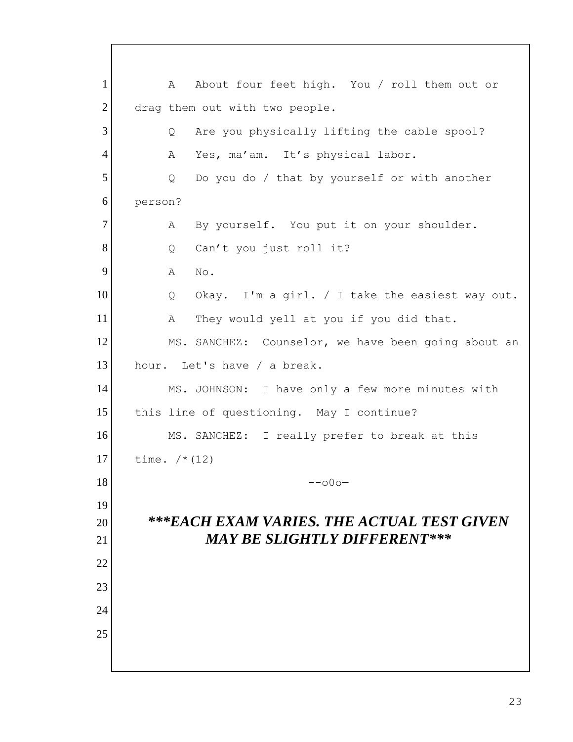1 A About four feet high. You / roll them out or

2 drag them out with two people.

3 Q Are you physically lifting the cable spool?

4 A Yes, ma'am. It's physical labor.

5 Q Do you do / that by yourself or with another

6 person?

7 A By yourself. You put it on your shoulder.

8 Q Can't you just roll it?

9 A No.

10 Q Okay. I'm a girl. / I take the easiest way out.

11 A They would yell at you if you did that.

12 MS. SANCHEZ: Counselor, we have been going about an

13 hour. Let's have / a break.

14 MS. JOHNSON: I have only a few more minutes with

15 this line of questioning. May I continue?

16 MS. SANCHEZ: I really prefer to break at this

17 time. /*(12)

18 --o0o—

19

20 ***EACH EXAM VARIES. THE ACTUAL TEST GIVEN

21 MAY BE SLIGHTLY DIFFERENT***

22

23

24

25